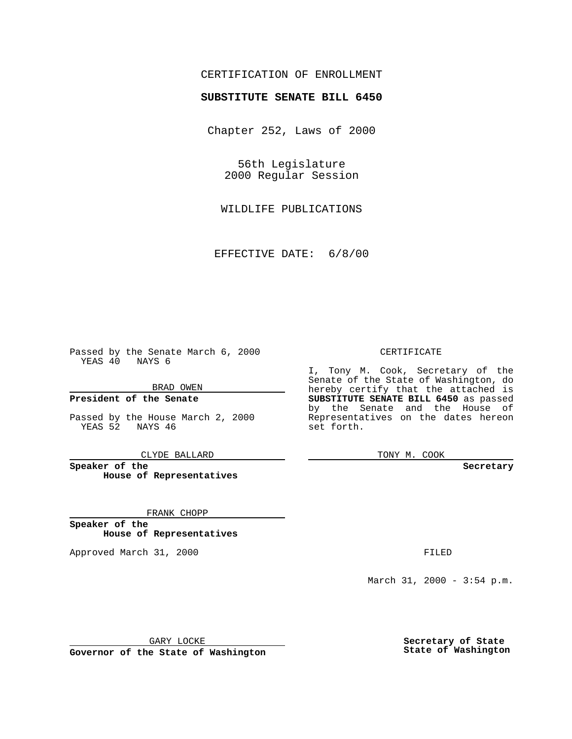CERTIFICATION OF ENROLLMENT

**SUBSTITUTE SENATE BILL 6450**

Chapter 252, Laws of 2000

56th Legislature
2000 Regular Session

WILDLIFE PUBLICATIONS

EFFECTIVE DATE: 6/8/00

Passed by the Senate March 6, 2000
YEAS 40 NAYS 6

BRAD OWEN

**President of the Senate**

Passed by the House March 2, 2000
YEAS 52 NAYS 46

CLYDE BALLARD

**Speaker of the House of Representatives**

FRANK CHOPP

**Speaker of the House of Representatives**

Approved March 31, 2000

GARY LOCKE

**Governor of the State of Washington**

CERTIFICATE

I, Tony M. Cook, Secretary of the Senate of the State of Washington, do hereby certify that the attached is **SUBSTITUTE SENATE BILL 6450** as passed by the Senate and the House of Representatives on the dates hereon set forth.

TONY M. COOK

**Secretary**

FILED

March 31, 2000 - 3:54 p.m.

**Secretary of State**
**State of Washington**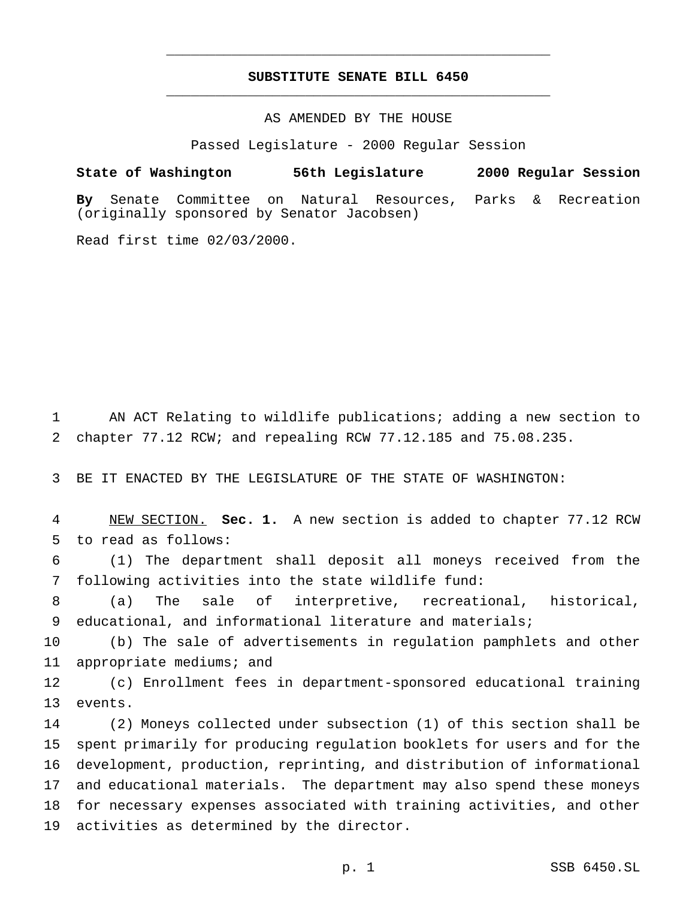# SUBSTITUTE SENATE BILL 6450

AS AMENDED BY THE HOUSE

Passed Legislature - 2000 Regular Session

**State of Washington 56th Legislature 2000 Regular Session**

**By** Senate Committee on Natural Resources, Parks & Recreation (originally sponsored by Senator Jacobsen)

Read first time 02/03/2000.

AN ACT Relating to wildlife publications; adding a new section to chapter 77.12 RCW; and repealing RCW 77.12.185 and 75.08.235.

BE IT ENACTED BY THE LEGISLATURE OF THE STATE OF WASHINGTON:

NEW SECTION. **Sec. 1.** A new section is added to chapter 77.12 RCW to read as follows:

(1) The department shall deposit all moneys received from the following activities into the state wildlife fund:

(a) The sale of interpretive, recreational, historical, educational, and informational literature and materials;

(b) The sale of advertisements in regulation pamphlets and other appropriate mediums; and

(c) Enrollment fees in department-sponsored educational training events.

(2) Moneys collected under subsection (1) of this section shall be spent primarily for producing regulation booklets for users and for the development, production, reprinting, and distribution of informational and educational materials. The department may also spend these moneys for necessary expenses associated with training activities, and other activities as determined by the director.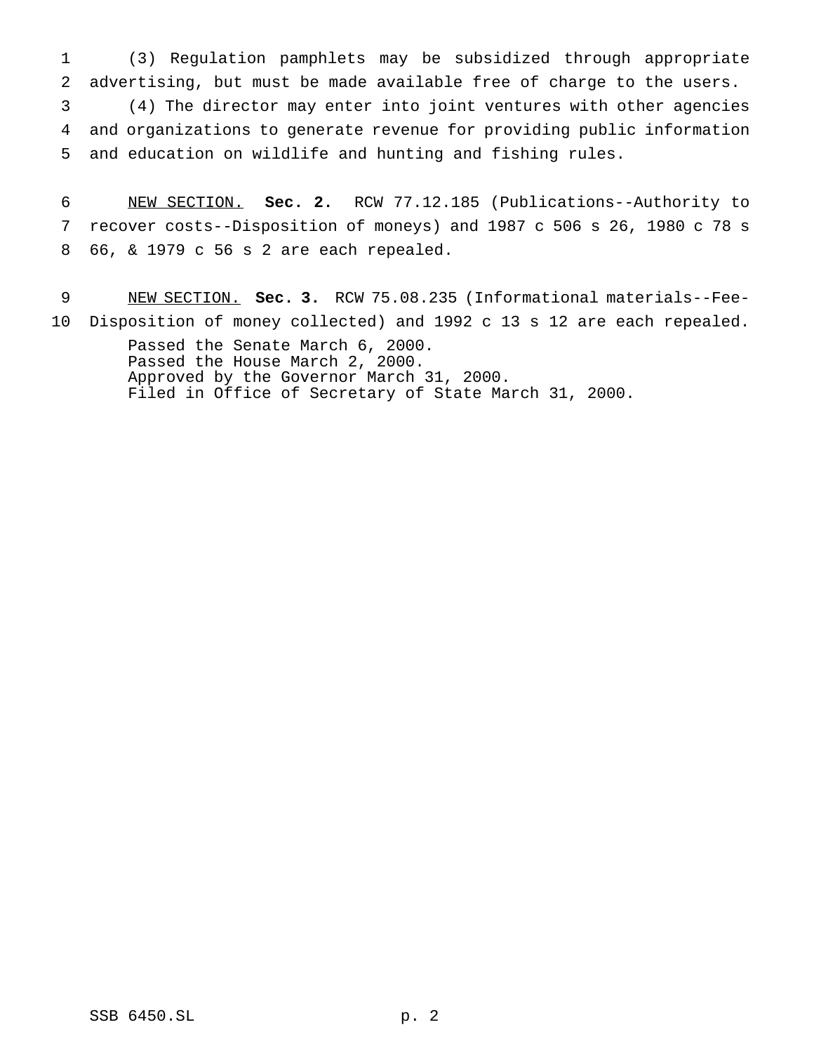(3) Regulation pamphlets may be subsidized through appropriate advertising, but must be made available free of charge to the users.

(4) The director may enter into joint ventures with other agencies and organizations to generate revenue for providing public information and education on wildlife and hunting and fishing rules.

NEW SECTION. **Sec. 2.** RCW 77.12.185 (Publications--Authority to recover costs--Disposition of moneys) and 1987 c 506 s 26, 1980 c 78 s 66, & 1979 c 56 s 2 are each repealed.

NEW SECTION. **Sec. 3.** RCW 75.08.235 (Informational materials--Fee-Disposition of money collected) and 1992 c 13 s 12 are each repealed.

Passed the Senate March 6, 2000.
Passed the House March 2, 2000.
Approved by the Governor March 31, 2000.
Filed in Office of Secretary of State March 31, 2000.